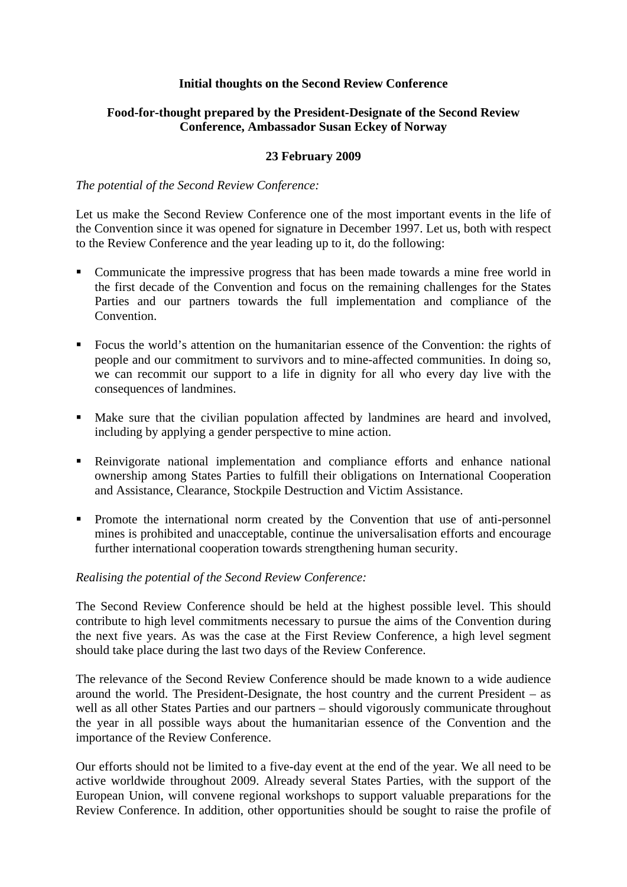**Initial thoughts on the Second Review Conference**

**Food-for-thought prepared by the President-Designate of the Second Review Conference, Ambassador Susan Eckey of Norway**

**23 February 2009**

*The potential of the Second Review Conference:*

Let us make the Second Review Conference one of the most important events in the life of the Convention since it was opened for signature in December 1997. Let us, both with respect to the Review Conference and the year leading up to it, do the following:

- Communicate the impressive progress that has been made towards a mine free world in the first decade of the Convention and focus on the remaining challenges for the States Parties and our partners towards the full implementation and compliance of the Convention.
- Focus the world's attention on the humanitarian essence of the Convention: the rights of people and our commitment to survivors and to mine-affected communities. In doing so, we can recommit our support to a life in dignity for all who every day live with the consequences of landmines.
- Make sure that the civilian population affected by landmines are heard and involved, including by applying a gender perspective to mine action.
- Reinvigorate national implementation and compliance efforts and enhance national ownership among States Parties to fulfill their obligations on International Cooperation and Assistance, Clearance, Stockpile Destruction and Victim Assistance.
- Promote the international norm created by the Convention that use of anti-personnel mines is prohibited and unacceptable, continue the universalisation efforts and encourage further international cooperation towards strengthening human security.

*Realising the potential of the Second Review Conference:*

The Second Review Conference should be held at the highest possible level. This should contribute to high level commitments necessary to pursue the aims of the Convention during the next five years. As was the case at the First Review Conference, a high level segment should take place during the last two days of the Review Conference.

The relevance of the Second Review Conference should be made known to a wide audience around the world. The President-Designate, the host country and the current President – as well as all other States Parties and our partners – should vigorously communicate throughout the year in all possible ways about the humanitarian essence of the Convention and the importance of the Review Conference.

Our efforts should not be limited to a five-day event at the end of the year. We all need to be active worldwide throughout 2009. Already several States Parties, with the support of the European Union, will convene regional workshops to support valuable preparations for the Review Conference. In addition, other opportunities should be sought to raise the profile of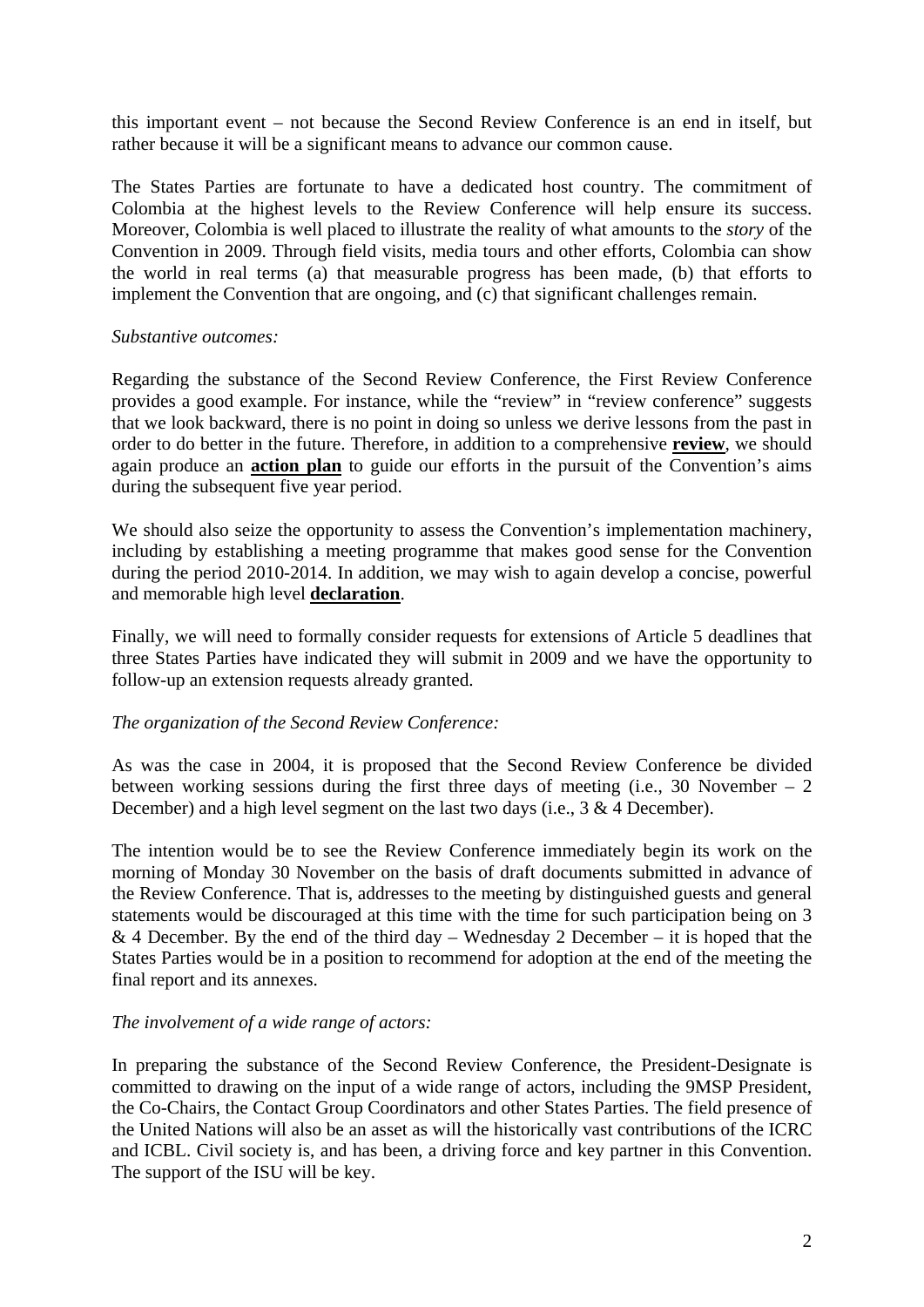this important event – not because the Second Review Conference is an end in itself, but rather because it will be a significant means to advance our common cause.

The States Parties are fortunate to have a dedicated host country. The commitment of Colombia at the highest levels to the Review Conference will help ensure its success. Moreover, Colombia is well placed to illustrate the reality of what amounts to the *story* of the Convention in 2009. Through field visits, media tours and other efforts, Colombia can show the world in real terms (a) that measurable progress has been made, (b) that efforts to implement the Convention that are ongoing, and (c) that significant challenges remain.

*Substantive outcomes:*

Regarding the substance of the Second Review Conference, the First Review Conference provides a good example. For instance, while the "review" in "review conference" suggests that we look backward, there is no point in doing so unless we derive lessons from the past in order to do better in the future. Therefore, in addition to a comprehensive **review**, we should again produce an **action plan** to guide our efforts in the pursuit of the Convention's aims during the subsequent five year period.

We should also seize the opportunity to assess the Convention's implementation machinery, including by establishing a meeting programme that makes good sense for the Convention during the period 2010-2014. In addition, we may wish to again develop a concise, powerful and memorable high level **declaration**.

Finally, we will need to formally consider requests for extensions of Article 5 deadlines that three States Parties have indicated they will submit in 2009 and we have the opportunity to follow-up an extension requests already granted.

*The organization of the Second Review Conference:*

As was the case in 2004, it is proposed that the Second Review Conference be divided between working sessions during the first three days of meeting (i.e., 30 November – 2 December) and a high level segment on the last two days (i.e., 3 & 4 December).

The intention would be to see the Review Conference immediately begin its work on the morning of Monday 30 November on the basis of draft documents submitted in advance of the Review Conference. That is, addresses to the meeting by distinguished guests and general statements would be discouraged at this time with the time for such participation being on 3 & 4 December. By the end of the third day – Wednesday 2 December – it is hoped that the States Parties would be in a position to recommend for adoption at the end of the meeting the final report and its annexes.

*The involvement of a wide range of actors:*

In preparing the substance of the Second Review Conference, the President-Designate is committed to drawing on the input of a wide range of actors, including the 9MSP President, the Co-Chairs, the Contact Group Coordinators and other States Parties. The field presence of the United Nations will also be an asset as will the historically vast contributions of the ICRC and ICBL. Civil society is, and has been, a driving force and key partner in this Convention. The support of the ISU will be key.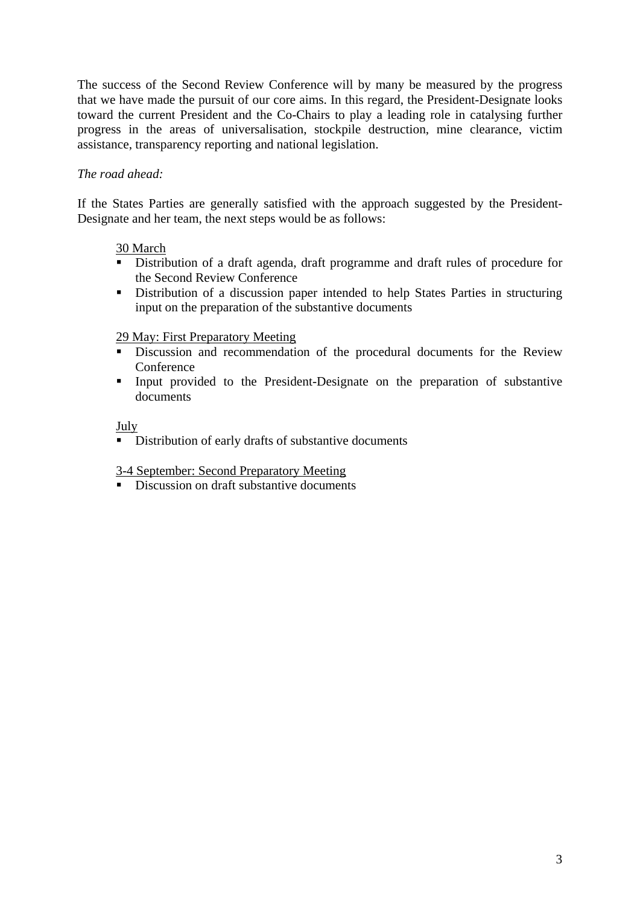The success of the Second Review Conference will by many be measured by the progress that we have made the pursuit of our core aims. In this regard, the President-Designate looks toward the current President and the Co-Chairs to play a leading role in catalysing further progress in the areas of universalisation, stockpile destruction, mine clearance, victim assistance, transparency reporting and national legislation.

*The road ahead:*

If the States Parties are generally satisfied with the approach suggested by the President-Designate and her team, the next steps would be as follows:

<u>30 March</u>

- Distribution of a draft agenda, draft programme and draft rules of procedure for the Second Review Conference
- Distribution of a discussion paper intended to help States Parties in structuring input on the preparation of the substantive documents

<u>29 May: First Preparatory Meeting</u>

- Discussion and recommendation of the procedural documents for the Review Conference
- Input provided to the President-Designate on the preparation of substantive documents

<u>July</u>

- Distribution of early drafts of substantive documents

<u>3-4 September: Second Preparatory Meeting</u>

- Discussion on draft substantive documents